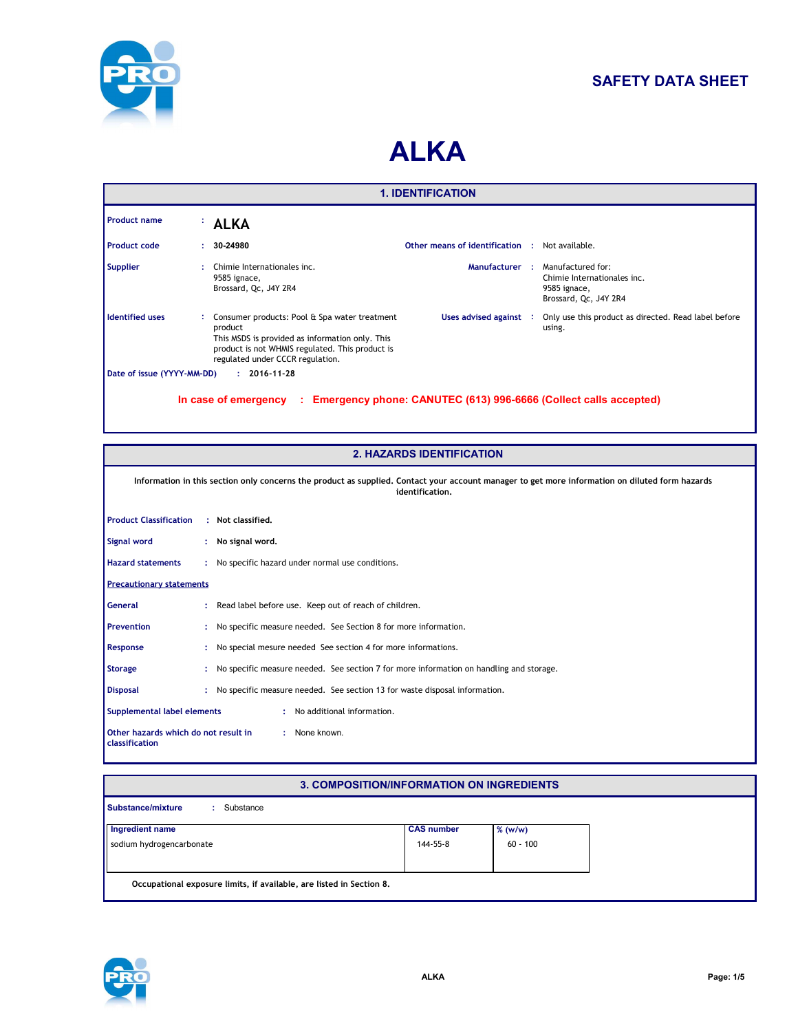# SAFETY DATA SHEET

# ALKA

## 1. IDENTIFICATION

**Product name** : **ALKA**

**Product code** : **30-24980**

**Other means of identification** : Not available.

**Supplier** : Chimie Internationales inc.
9585 ignace,
Brossard, Qc, J4Y 2R4

**Manufacturer** : Manufactured for:
Chimie Internationales inc.
9585 ignace,
Brossard, Qc, J4Y 2R4

**Identified uses** : Consumer products: Pool & Spa water treatment product
This MSDS is provided as information only. This product is not WHMIS regulated. This product is regulated under CCCR regulation.

**Uses advised against** : Only use this product as directed. Read label before using.

**Date of issue (YYYY-MM-DD)** : **2016-11-28**

**In case of emergency : Emergency phone: CANUTEC (613) 996-6666 (Collect calls accepted)**

## 2. HAZARDS IDENTIFICATION

**Information in this section only concerns the product as supplied. Contact your account manager to get more information on diluted form hazards identification.**

**Product Classification** : **Not classified.**

**Signal word** : **No signal word.**

**Hazard statements** : No specific hazard under normal use conditions.

**Precautionary statements**

**General** : Read label before use. Keep out of reach of children.

**Prevention** : No specific measure needed. See Section 8 for more information.

**Response** : No special mesure needed See section 4 for more informations.

**Storage** : No specific measure needed. See section 7 for more information on handling and storage.

**Disposal** : No specific measure needed. See section 13 for waste disposal information.

**Supplemental label elements** : No additional information.

**Other hazards which do not result in classification** : None known.

## 3. COMPOSITION/INFORMATION ON INGREDIENTS

**Substance/mixture** : Substance

| Ingredient name | CAS number | % (w/w) |
|---|---|---|
| sodium hydrogencarbonate | 144-55-8 | 60 - 100 |

**Occupational exposure limits, if available, are listed in Section 8.**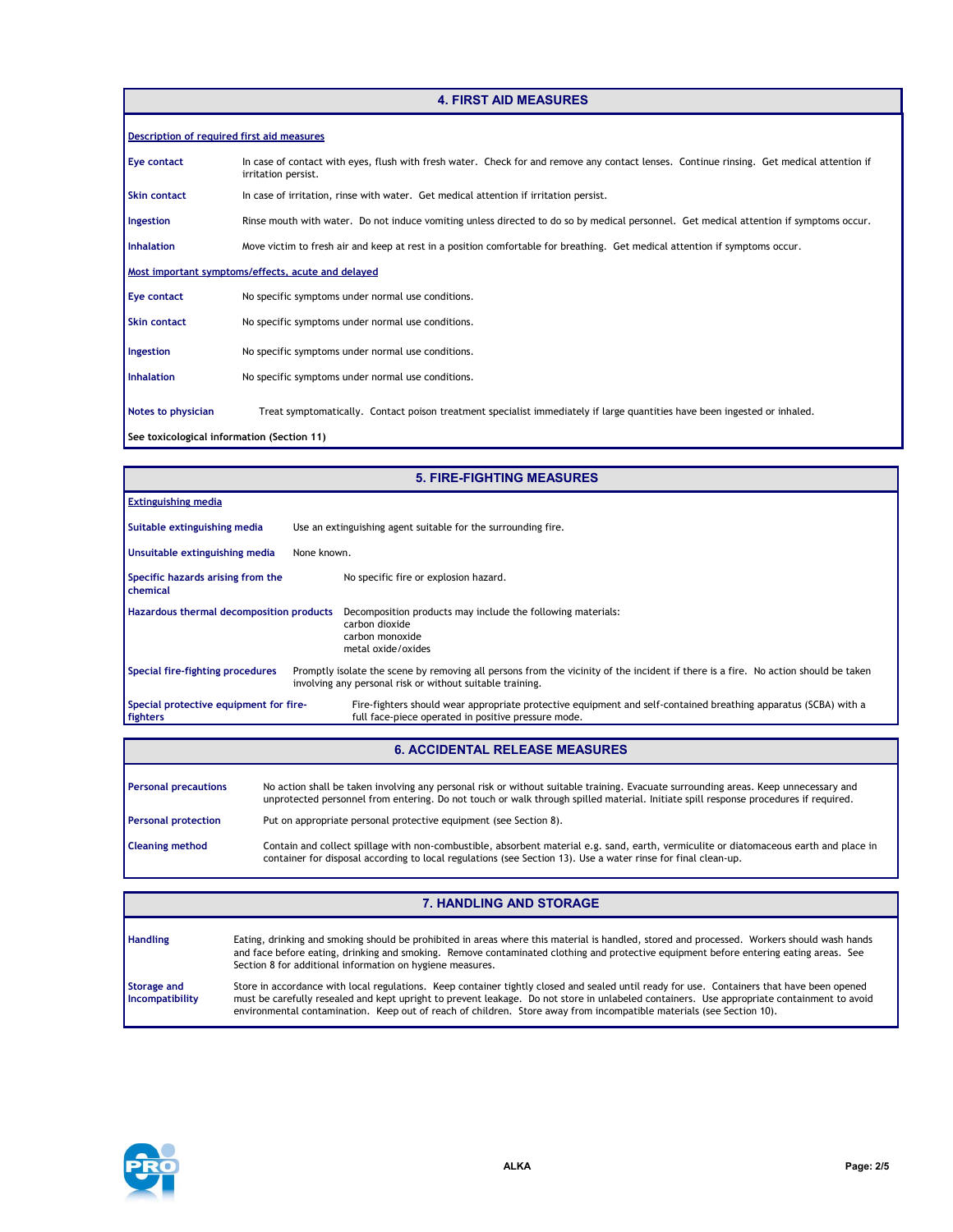## 4. FIRST AID MEASURES

**Description of required first aid measures**

**Eye contact** In case of contact with eyes, flush with fresh water. Check for and remove any contact lenses. Continue rinsing. Get medical attention if irritation persist.

**Skin contact** In case of irritation, rinse with water. Get medical attention if irritation persist.

**Ingestion** Rinse mouth with water. Do not induce vomiting unless directed to do so by medical personnel. Get medical attention if symptoms occur.

**Inhalation** Move victim to fresh air and keep at rest in a position comfortable for breathing. Get medical attention if symptoms occur.

**Most important symptoms/effects, acute and delayed**

**Eye contact** No specific symptoms under normal use conditions.

**Skin contact** No specific symptoms under normal use conditions.

**Ingestion** No specific symptoms under normal use conditions.

**Inhalation** No specific symptoms under normal use conditions.

**Notes to physician** Treat symptomatically. Contact poison treatment specialist immediately if large quantities have been ingested or inhaled.

**See toxicological information (Section 11)**

## 5. FIRE-FIGHTING MEASURES

**Extinguishing media**

**Suitable extinguishing media** Use an extinguishing agent suitable for the surrounding fire.

**Unsuitable extinguishing media** None known.

**Specific hazards arising from the chemical** No specific fire or explosion hazard.

**Hazardous thermal decomposition products** Decomposition products may include the following materials:
carbon dioxide
carbon monoxide
metal oxide/oxides

**Special fire-fighting procedures** Promptly isolate the scene by removing all persons from the vicinity of the incident if there is a fire. No action should be taken involving any personal risk or without suitable training.

**Special protective equipment for fire-fighters** Fire-fighters should wear appropriate protective equipment and self-contained breathing apparatus (SCBA) with a full face-piece operated in positive pressure mode.

## 6. ACCIDENTAL RELEASE MEASURES

**Personal precautions** No action shall be taken involving any personal risk or without suitable training. Evacuate surrounding areas. Keep unnecessary and unprotected personnel from entering. Do not touch or walk through spilled material. Initiate spill response procedures if required.

**Personal protection** Put on appropriate personal protective equipment (see Section 8).

**Cleaning method** Contain and collect spillage with non-combustible, absorbent material e.g. sand, earth, vermiculite or diatomaceous earth and place in container for disposal according to local regulations (see Section 13). Use a water rinse for final clean-up.

## 7. HANDLING AND STORAGE

**Handling** Eating, drinking and smoking should be prohibited in areas where this material is handled, stored and processed. Workers should wash hands and face before eating, drinking and smoking. Remove contaminated clothing and protective equipment before entering eating areas. See Section 8 for additional information on hygiene measures.

**Storage and Incompatibility** Store in accordance with local regulations. Keep container tightly closed and sealed until ready for use. Containers that have been opened must be carefully resealed and kept upright to prevent leakage. Do not store in unlabeled containers. Use appropriate containment to avoid environmental contamination. Keep out of reach of children. Store away from incompatible materials (see Section 10).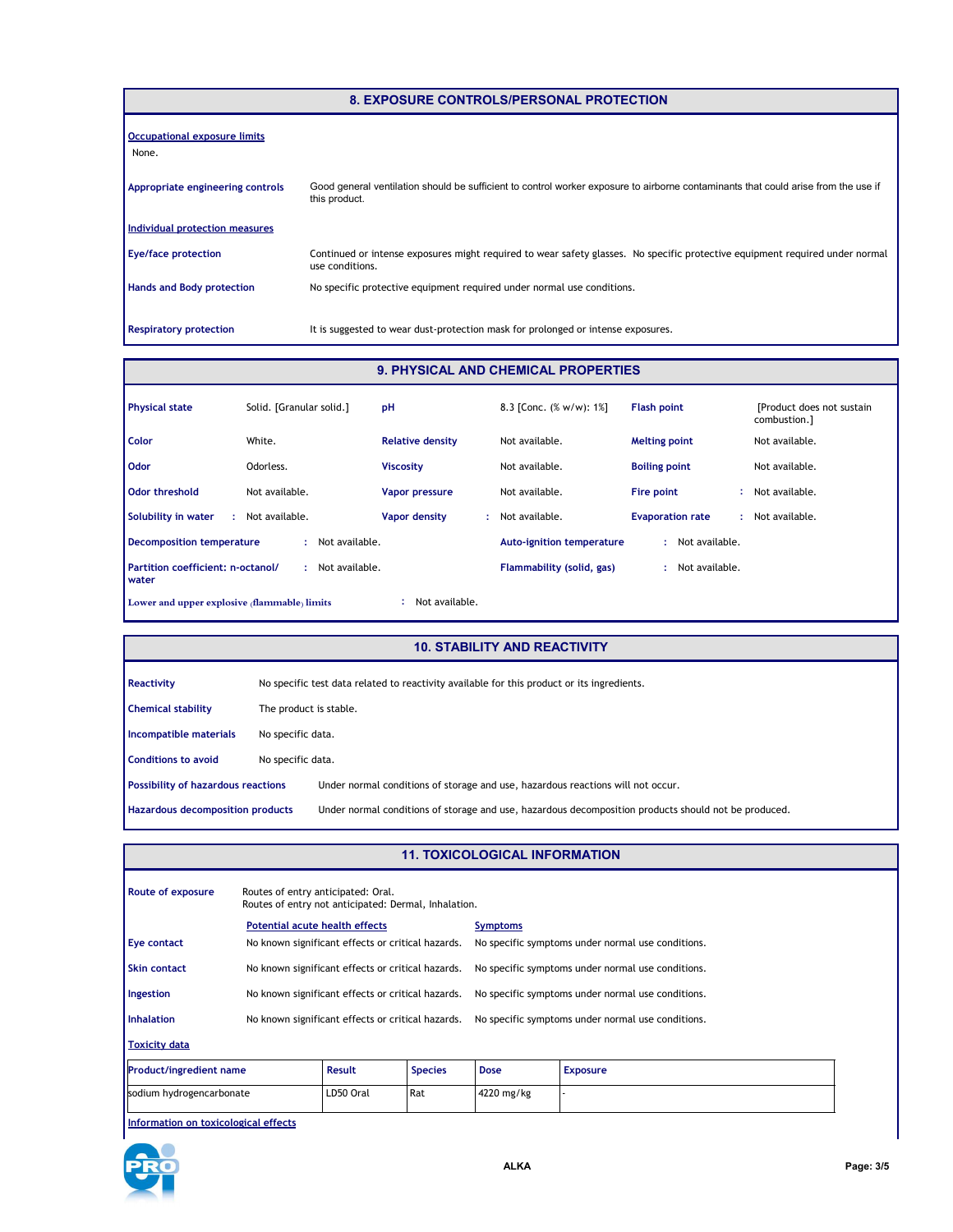## 8. EXPOSURE CONTROLS/PERSONAL PROTECTION

**Occupational exposure limits**

None.

**Appropriate engineering controls** Good general ventilation should be sufficient to control worker exposure to airborne contaminants that could arise from the use if this product.

**Individual protection measures**

**Eye/face protection** Continued or intense exposures might required to wear safety glasses. No specific protective equipment required under normal use conditions.

**Hands and Body protection** No specific protective equipment required under normal use conditions.

**Respiratory protection** It is suggested to wear dust-protection mask for prolonged or intense exposures.

## 9. PHYSICAL AND CHEMICAL PROPERTIES

**Physical state** Solid. [Granular solid.]

**pH** 8.3 [Conc. (% w/w): 1%]

**Flash point** [Product does not sustain combustion.]

**Color** White.

**Relative density** Not available.

**Melting point** Not available.

**Odor** Odorless.

**Viscosity** Not available.

**Boiling point** Not available.

**Odor threshold** Not available.

**Vapor pressure** Not available.

**Fire point** : Not available.

**Solubility in water** : Not available.

**Vapor density** : Not available.

**Evaporation rate** : Not available.

**Decomposition temperature** : Not available.

**Auto-ignition temperature** : Not available.

**Partition coefficient: n-octanol/water** : Not available.

**Flammability (solid, gas)** : Not available.

**Lower and upper explosive (flammable) limits** : Not available.

## 10. STABILITY AND REACTIVITY

**Reactivity** No specific test data related to reactivity available for this product or its ingredients.

**Chemical stability** The product is stable.

**Incompatible materials** No specific data.

**Conditions to avoid** No specific data.

**Possibility of hazardous reactions** Under normal conditions of storage and use, hazardous reactions will not occur.

**Hazardous decomposition products** Under normal conditions of storage and use, hazardous decomposition products should not be produced.

## 11. TOXICOLOGICAL INFORMATION

**Route of exposure** Routes of entry anticipated: Oral.
Routes of entry not anticipated: Dermal, Inhalation.

| | Potential acute health effects | Symptoms |
|---|---|---|
| **Eye contact** | No known significant effects or critical hazards. | No specific symptoms under normal use conditions. |
| **Skin contact** | No known significant effects or critical hazards. | No specific symptoms under normal use conditions. |
| **Ingestion** | No known significant effects or critical hazards. | No specific symptoms under normal use conditions. |
| **Inhalation** | No known significant effects or critical hazards. | No specific symptoms under normal use conditions. |

**Toxicity data**

| Product/ingredient name | Result | Species | Dose | Exposure |
|---|---|---|---|---|
| sodium hydrogencarbonate | LD50 Oral | Rat | 4220 mg/kg | - |

**Information on toxicological effects**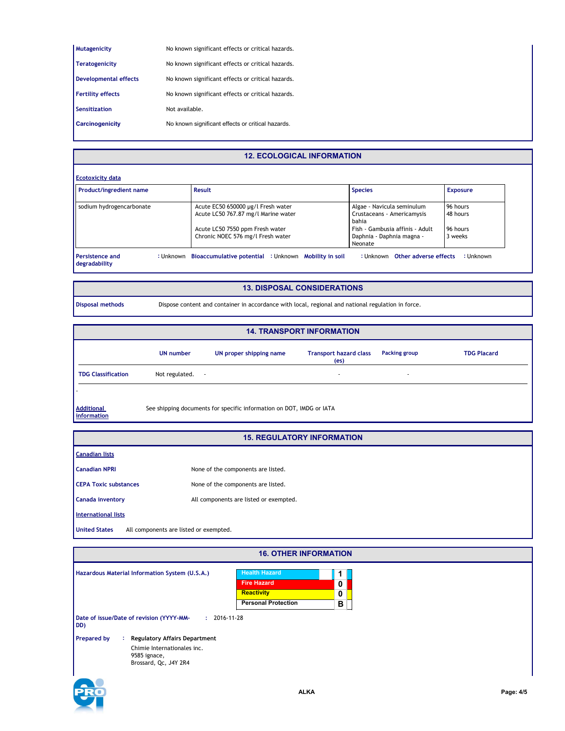**Mutagenicity** No known significant effects or critical hazards.

**Teratogenicity** No known significant effects or critical hazards.

**Developmental effects** No known significant effects or critical hazards.

**Fertility effects** No known significant effects or critical hazards.

**Sensitization** Not available.

**Carcinogenicity** No known significant effects or critical hazards.

## 12. ECOLOGICAL INFORMATION

**Ecotoxicity data**

| Product/ingredient name | Result | Species | Exposure |
|---|---|---|---|
| sodium hydrogencarbonate | Acute EC50 650000 µg/l Fresh water | Algae - Navicula seminulum | 96 hours |
| | Acute LC50 767.87 mg/l Marine water | Crustaceans - Americamysis bahia | 48 hours |
| | Acute LC50 7550 ppm Fresh water | Fish - Gambusia affinis - Adult | 96 hours |
| | Chronic NOEC 576 mg/l Fresh water | Daphnia - Daphnia magna - Neonate | 3 weeks |

**Persistence and degradability** : Unknown **Bioaccumulative potential** : Unknown **Mobility in soil** : Unknown **Other adverse effects** : Unknown

## 13. DISPOSAL CONSIDERATIONS

**Disposal methods** Dispose content and container in accordance with local, regional and national regulation in force.

## 14. TRANSPORT INFORMATION

| | UN number | UN proper shipping name | Transport hazard class (es) | Packing group | TDG Placard |
|---|---|---|---|---|---|
| TDG Classification | Not regulated. | - | - | - | |

-

**Additional information** See shipping documents for specific information on DOT, IMDG or IATA

## 15. REGULATORY INFORMATION

**Canadian lists**

**Canadian NPRI** None of the components are listed.

**CEPA Toxic substances** None of the components are listed.

**Canada inventory** All components are listed or exempted.

**International lists**

**United States** All components are listed or exempted.

## 16. OTHER INFORMATION

**Hazardous Material Information System (U.S.A.)**

| | |
|---|---|
| Health Hazard | 1 |
| Fire Hazard | 0 |
| Reactivity | 0 |
| Personal Protection | B |

**Date of issue/Date of revision (YYYY-MM-DD)** : 2016-11-28

**Prepared by** : **Regulatory Affairs Department**
Chimie Internationales inc.
9585 ignace,
Brossard, Qc, J4Y 2R4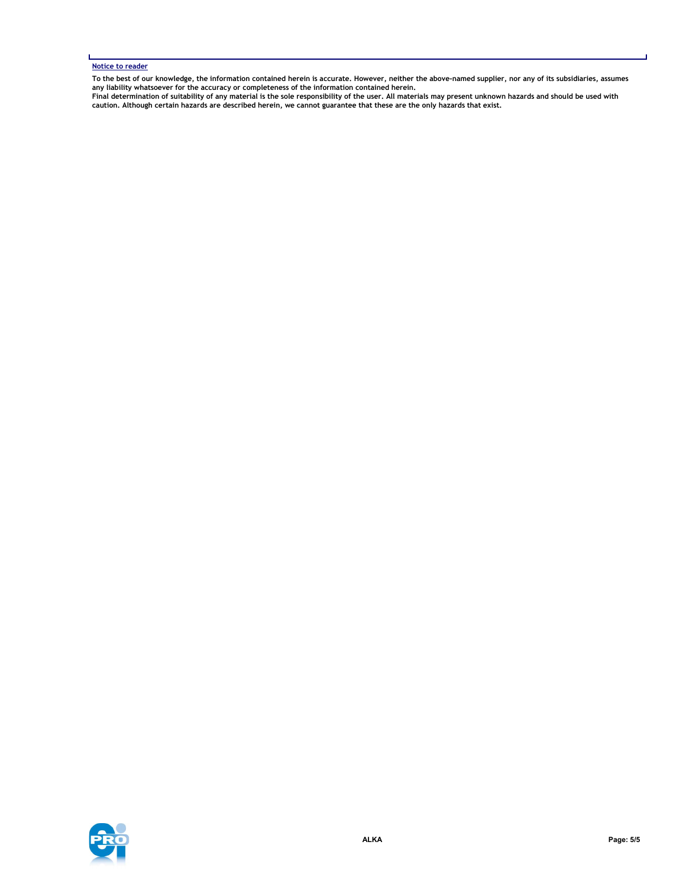## Notice to reader

**To the best of our knowledge, the information contained herein is accurate. However, neither the above-named supplier, nor any of its subsidiaries, assumes any liability whatsoever for the accuracy or completeness of the information contained herein.**
**Final determination of suitability of any material is the sole responsibility of the user. All materials may present unknown hazards and should be used with caution. Although certain hazards are described herein, we cannot guarantee that these are the only hazards that exist.**